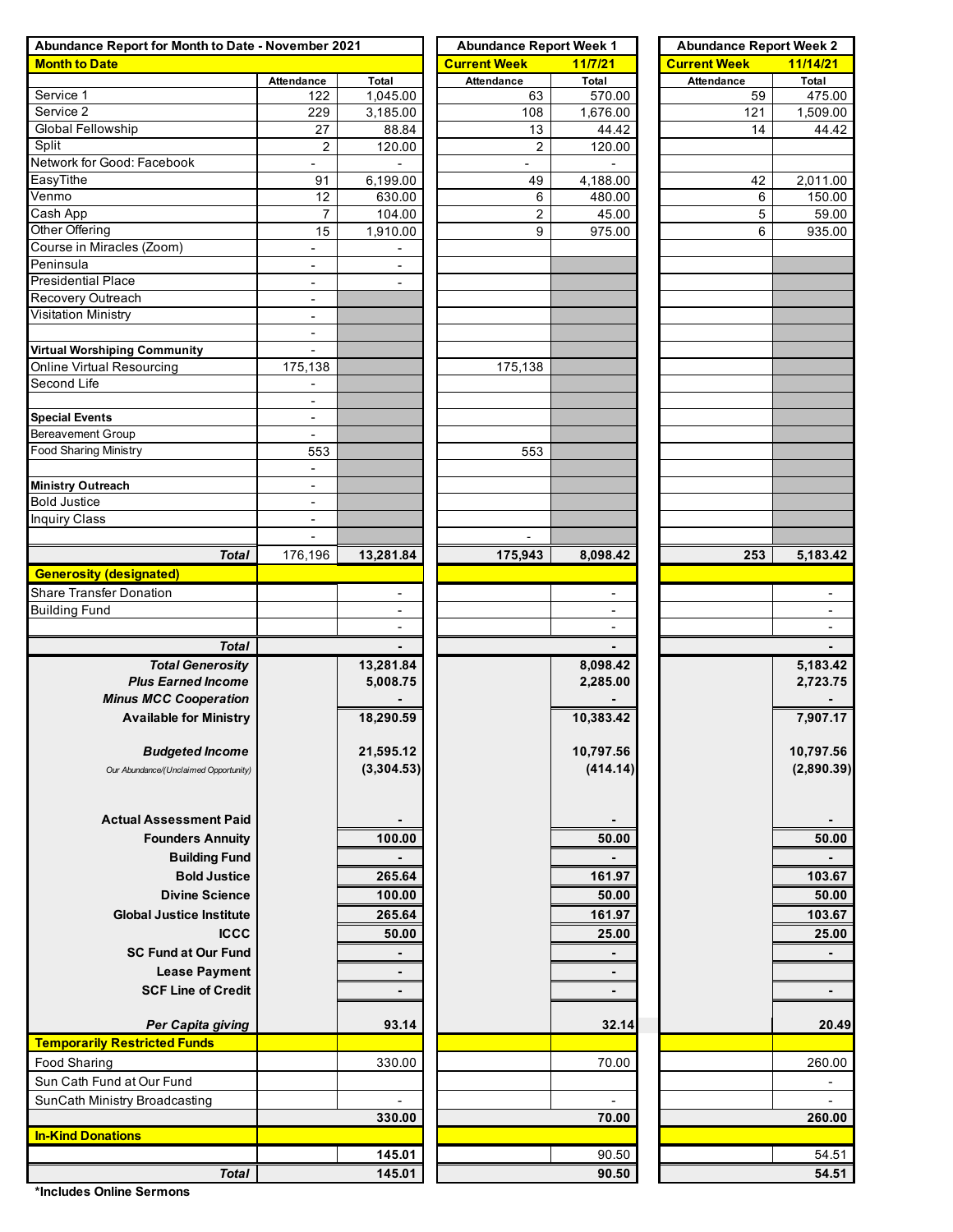| Abundance Report for Month to Date - November 2021 | | | Abundance Report Week 1 | | Abundance Report Week 2 | |
|---|---|---|---|---|---|---|
| **Month to Date** | | | **Current Week** | **11/7/21** | **Current Week** | **11/14/21** |
| | Attendance | Total | Attendance | Total | Attendance | Total |
| Service 1 | 122 | 1,045.00 | 63 | 570.00 | 59 | 475.00 |
| Service 2 | 229 | 3,185.00 | 108 | 1,676.00 | 121 | 1,509.00 |
| Global Fellowship | 27 | 88.84 | 13 | 44.42 | 14 | 44.42 |
| Split | 2 | 120.00 | 2 | 120.00 | | |
| Network for Good: Facebook | - | - | - | - | | |
| EasyTithe | 91 | 6,199.00 | 49 | 4,188.00 | 42 | 2,011.00 |
| Venmo | 12 | 630.00 | 6 | 480.00 | 6 | 150.00 |
| Cash App | 7 | 104.00 | 2 | 45.00 | 5 | 59.00 |
| Other Offering | 15 | 1,910.00 | 9 | 975.00 | 6 | 935.00 |
| Course in Miracles (Zoom) | - | - | | | | |
| Peninsula | - | - | | | | |
| Presidential Place | - | - | | | | |
| Recovery Outreach | - | | | | | |
| Visitation Ministry | - | | | | | |
| | - | | | | | |
| **Virtual Worshiping Community** | - | | | | | |
| Online Virtual Resourcing | 175,138 | | 175,138 | | | |
| Second Life | - | | | | | |
| | - | | | | | |
| **Special Events** | - | | | | | |
| Bereavement Group | - | | | | | |
| Food Sharing Ministry | 553 | | 553 | | | |
| | - | | | | | |
| **Ministry Outreach** | - | | | | | |
| Bold Justice | - | | | | | |
| Inquiry Class | - | | | | | |
| | - | | - | | | |
| ***Total*** | 176,196 | **13,281.84** | **175,943** | **8,098.42** | **253** | **5,183.42** |
| **Generosity (designated)** | | | | | | |
| Share Transfer Donation | | - | | - | | - |
| Building Fund | | - | | - | | - |
| | | - | | - | | - |
| ***Total*** | | **-** | | **-** | | **-** |
| ***Total Generosity*** | | **13,281.84** | | **8,098.42** | | **5,183.42** |
| ***Plus Earned Income*** | | **5,008.75** | | **2,285.00** | | **2,723.75** |
| ***Minus MCC Cooperation*** | | **-** | | **-** | | **-** |
| **Available for Ministry** | | **18,290.59** | | **10,383.42** | | **7,907.17** |
| ***Budgeted Income*** | | **21,595.12** | | **10,797.56** | | **10,797.56** |
| *Our Abundance/(Unclaimed Opportunity)* | | **(3,304.53)** | | **(414.14)** | | **(2,890.39)** |
| **Actual Assessment Paid** | | **-** | | **-** | | **-** |
| **Founders Annuity** | | **100.00** | | **50.00** | | **50.00** |
| **Building Fund** | | **-** | | **-** | | **-** |
| **Bold Justice** | | **265.64** | | **161.97** | | **103.67** |
| **Divine Science** | | **100.00** | | **50.00** | | **50.00** |
| **Global Justice Institute** | | **265.64** | | **161.97** | | **103.67** |
| **ICCC** | | **50.00** | | **25.00** | | **25.00** |
| **SC Fund at Our Fund** | | **-** | | **-** | | **-** |
| **Lease Payment** | | **-** | | **-** | | |
| **SCF Line of Credit** | | **-** | | **-** | | **-** |
| ***Per Capita giving*** | | **93.14** | | **32.14** | | **20.49** |
| **Temporarily Restricted Funds** | | | | | | |
| Food Sharing | | 330.00 | | 70.00 | | 260.00 |
| Sun Cath Fund at Our Fund | | | | | | - |
| SunCath Ministry Broadcasting | | - | | - | | - |
| | | **330.00** | | **70.00** | | **260.00** |
| **In-Kind Donations** | | | | | | |
| | | **145.01** | | 90.50 | | 54.51 |
| ***Total*** | | **145.01** | | **90.50** | | **54.51** |

**\*Includes Online Sermons**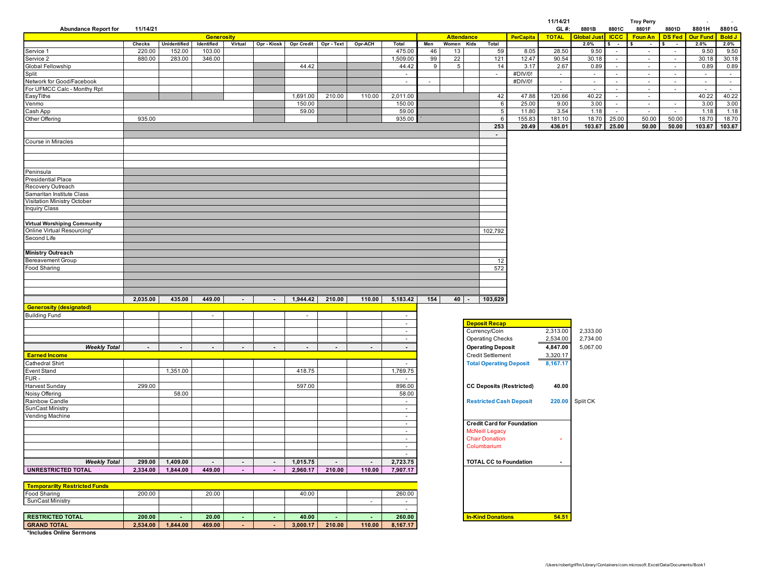**Abundance Report for** 11/14/21

| | Generosity | | | | | | | | | Attendance | | | | PerCapita | 11/14/21 GL #: TOTAL | 8801B Global Just 2.0% | 8801C ICCC $ - | Troy Perry 8801F Foun An $ - | 8801D DS Fed $ - | - 8801H Our Fund 2.0% | - 8801G Bold J 2.0% |
|---|---|---|---|---|---|---|---|---|---|---|---|---|---|---|---|---|---|---|---|---|---|
| | Checks | Unidentified | Identified | Virtual | Opr - Kiosk | Opr Credit | Opr - Text | Opr-ACH | Total | Men | Women | Kids | Total | | | | | | | | |
| Service 1 | 220.00 | 152.00 | 103.00 | | | | | | 475.00 | 46 | 13 | | 59 | 8.05 | 28.50 | 9.50 | - | - | - | 9.50 | 9.50 |
| Service 2 | 880.00 | 283.00 | 346.00 | | | | | | 1,509.00 | 99 | 22 | | 121 | 12.47 | 90.54 | 30.18 | - | - | - | 30.18 | 30.18 |
| Global Fellowship | | | | | | 44.42 | | | 44.42 | 9 | 5 | | 14 | 3.17 | 2.67 | 0.89 | - | - | - | 0.89 | 0.89 |
| Split | | | | | | | | | - | | | | - | #DIV/0! | - | - | - | - | - | - | - |
| Network for Good/Facebook | | | | | | | | | - | - | | | | #DIV/0! | - | - | - | - | - | - | - |
| For UFMCC Calc - Monthy Rpt | | | | | | | | | | | | | | | - | - | - | - | - | - | - |
| EasyTithe | | | | | | 1,691.00 | 210.00 | 110.00 | 2,011.00 | | | | 42 | 47.88 | 120.66 | 40.22 | - | - | | 40.22 | 40.22 |
| Venmo | | | | | | 150.00 | | | 150.00 | | | | 6 | 25.00 | 9.00 | 3.00 | - | - | - | 3.00 | 3.00 |
| Cash App | | | | | | 59.00 | | | 59.00 | | | | 5 | 11.80 | 3.54 | 1.18 | - | - | - | 1.18 | 1.18 |
| Other Offering | 935.00 | | | | | | | | 935.00 | | | | 6 | 155.83 | 181.10 | 18.70 | 25.00 | 50.00 | 50.00 | 18.70 | 18.70 |
| | | | | | | | | | | | | | 253 | 20.49 | 436.01 | 103.67 | 25.00 | 50.00 | 50.00 | 103.67 | 103.67 |
| | | | | | | | | | | | | | - | | | | | | | | |
| Course in Miracles | | | | | | | | | | | | | | | | | | | | | |
| Peninsula | | | | | | | | | | | | | | | | | | | | | |
| Presidential Place | | | | | | | | | | | | | | | | | | | | | |
| Recovery Outreach | | | | | | | | | | | | | | | | | | | | | |
| Samaritan Institute Class | | | | | | | | | | | | | | | | | | | | | |
| Visitation Ministry October | | | | | | | | | | | | | | | | | | | | | |
| Inquiry Class | | | | | | | | | | | | | | | | | | | | | |
| **Virtual Worshiping Community** | | | | | | | | | | | | | | | | | | | | | |
| Online Virtual Resourcing* | | | | | | | | | | | | | 102,792 | | | | | | | | |
| Second Life | | | | | | | | | | | | | | | | | | | | | |
| **Ministry Outreach** | | | | | | | | | | | | | | | | | | | | | |
| Bereavement Group | | | | | | | | | | | | | 12 | | | | | | | | |
| Food Sharing | | | | | | | | | | | | | 572 | | | | | | | | |
| | 2,035.00 | 435.00 | 449.00 | - | - | 1,944.42 | 210.00 | 110.00 | 5,183.42 | 154 | 40 | - | 103,629 | | | | | | | | |

| | Checks | Unidentified | Identified | Virtual | Opr - Kiosk | Opr Credit | Opr - Text | Opr-ACH | Total |
|---|---|---|---|---|---|---|---|---|---|
| **Generosity (designated)** | | | | | | | | | |
| Building Fund | | | - | | | - | | | - |
| | | | | | | | | | - |
| | | | | | | | | | - |
| *Weekly Total* | - | - | - | - | - | - | - | - | - |
| **Earned Income** | | | | | | | | | |
| Cathedral Shirt | | | | | | | | | - |
| Event Stand | | 1,351.00 | | | | 418.75 | | | 1,769.75 |
| FUR - | | | | | | | | | - |
| Harvest Sunday | 299.00 | | | | | 597.00 | | | 896.00 |
| Noisy Offering | | 58.00 | | | | | | | 58.00 |
| Rainbow Candle | | | | | | | | | - |
| SunCast Ministry | | | | | | | | | - |
| Vending Machine | | | | | | | | | - |
| | | | | | | | | | - |
| | | | | | | | | | - |
| | | | | | | | | | - |
| | | | | | | | | | - |
| | | | | | | | | | - |
| *Weekly Total* | 299.00 | 1,409.00 | - | - | - | 1,015.75 | - | - | 2,723.75 |
| **UNRESTRICTED TOTAL** | 2,334.00 | 1,844.00 | 449.00 | - | - | 2,960.17 | 210.00 | 110.00 | 7,907.17 |
| **Temporarilty Restricted Funds** | | | | | | | | | |
| Food Sharing | 200.00 | | 20.00 | | | 40.00 | | | 260.00 |
| SunCast Ministry | | | | | | | | - | - |
| | | | | | | | | | - |
| **RESTRICTED TOTAL** | 200.00 | - | 20.00 | - | - | 40.00 | - | - | 260.00 |
| **GRAND TOTAL** | 2,534.00 | 1,844.00 | 469.00 | - | - | 3,000.17 | 210.00 | 110.00 | 8,167.17 |

***Includes Online Sermons**

| **Deposit Recap** | | |
|---|---|---|
| Currency/Coin | 2,313.00 | 2,333.00 |
| Operating Checks | 2,534.00 | 2,734.00 |
| **Operating Deposit** | **4,847.00** | 5,067.00 |
| Credit Settlement | 3,320.17 | |
| **Total Operating Deposit** | **8,167.17** | |
| **CC Deposits (Restricted)** | **40.00** | |
| **Restricted Cash Deposit** | **220.00** | Split CK |
| **Credit Card for Foundation** | | |
| McNeill Legacy | | |
| Chair Donation | - | |
| Columbarium | | |
| **TOTAL CC to Foundation** | - | |
| **In-Kind Donations** | **54.51** | |